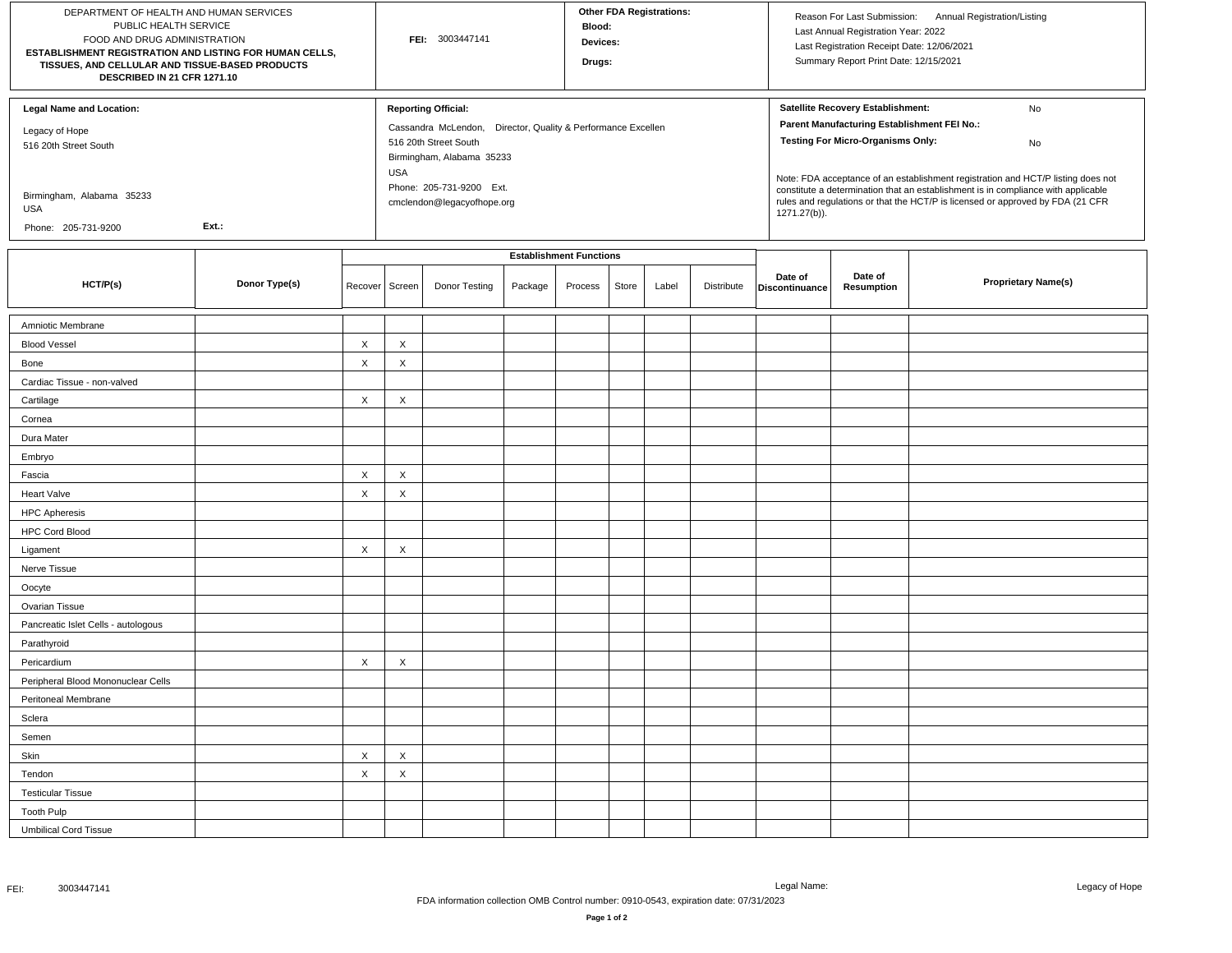DEPARTMENT OF HEALTH AND HUMAN SERVICES
PUBLIC HEALTH SERVICE
FOOD AND DRUG ADMINISTRATION
**ESTABLISHMENT REGISTRATION AND LISTING FOR HUMAN CELLS, TISSUES, AND CELLULAR AND TISSUE-BASED PRODUCTS DESCRIBED IN 21 CFR 1271.10**

**FEI:** 3003447141

**Other FDA Registrations:**
**Blood:**
**Devices:**
**Drugs:**

Reason For Last Submission: Annual Registration/Listing
Last Annual Registration Year: 2022
Last Registration Receipt Date: 12/06/2021
Summary Report Print Date: 12/15/2021

**Legal Name and Location:**

Legacy of Hope
516 20th Street South

Birmingham, Alabama 35233
USA

Phone: 205-731-9200 **Ext.:**

**Reporting Official:**

Cassandra McLendon, Director, Quality & Performance Excellen
516 20th Street South
Birmingham, Alabama 35233
USA
Phone: 205-731-9200 Ext.
cmclendon@legacyofhope.org

**Satellite Recovery Establishment:** No
**Parent Manufacturing Establishment FEI No.:**
**Testing For Micro-Organisms Only:** No

Note: FDA acceptance of an establishment registration and HCT/P listing does not constitute a determination that an establishment is in compliance with applicable rules and regulations or that the HCT/P is licensed or approved by FDA (21 CFR 1271.27(b)).

| HCT/P(s) | Donor Type(s) | Establishment Functions | | | | | | | | Date of Discontinuance | Date of Resumption | Proprietary Name(s) |
|---|---|---|---|---|---|---|---|---|---|---|---|---|
| | | Recover | Screen | Donor Testing | Package | Process | Store | Label | Distribute | | | |
| Amniotic Membrane | | | | | | | | | | | | |
| Blood Vessel | | X | X | | | | | | | | | |
| Bone | | X | X | | | | | | | | | |
| Cardiac Tissue - non-valved | | | | | | | | | | | | |
| Cartilage | | X | X | | | | | | | | | |
| Cornea | | | | | | | | | | | | |
| Dura Mater | | | | | | | | | | | | |
| Embryo | | | | | | | | | | | | |
| Fascia | | X | X | | | | | | | | | |
| Heart Valve | | X | X | | | | | | | | | |
| HPC Apheresis | | | | | | | | | | | | |
| HPC Cord Blood | | | | | | | | | | | | |
| Ligament | | X | X | | | | | | | | | |
| Nerve Tissue | | | | | | | | | | | | |
| Oocyte | | | | | | | | | | | | |
| Ovarian Tissue | | | | | | | | | | | | |
| Pancreatic Islet Cells - autologous | | | | | | | | | | | | |
| Parathyroid | | | | | | | | | | | | |
| Pericardium | | X | X | | | | | | | | | |
| Peripheral Blood Mononuclear Cells | | | | | | | | | | | | |
| Peritoneal Membrane | | | | | | | | | | | | |
| Sclera | | | | | | | | | | | | |
| Semen | | | | | | | | | | | | |
| Skin | | X | X | | | | | | | | | |
| Tendon | | X | X | | | | | | | | | |
| Testicular Tissue | | | | | | | | | | | | |
| Tooth Pulp | | | | | | | | | | | | |
| Umbilical Cord Tissue | | | | | | | | | | | | |

FDA information collection OMB Control number: 0910-0543, expiration date: 07/31/2023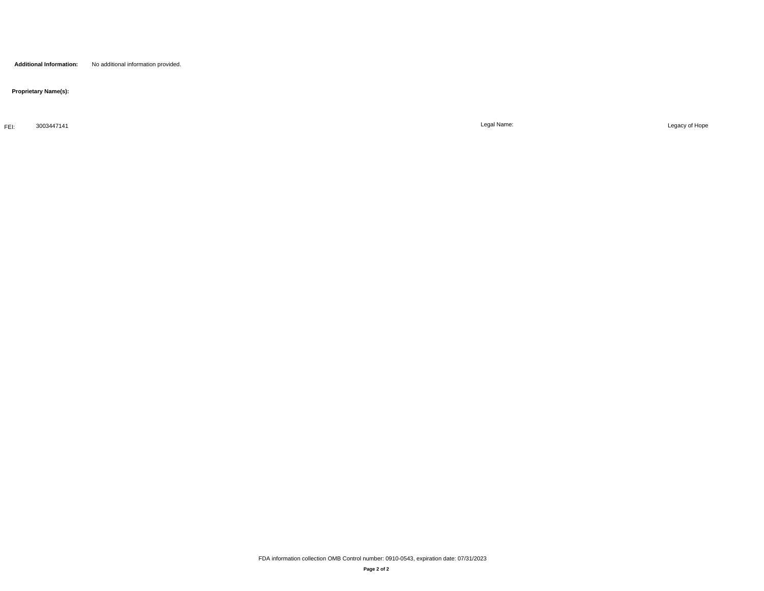**Additional Information:** No additional information provided.

**Proprietary Name(s):**

FEI: 3003447141 Legal Name: Legacy of Hope

FDA information collection OMB Control number: 0910-0543, expiration date: 07/31/2023